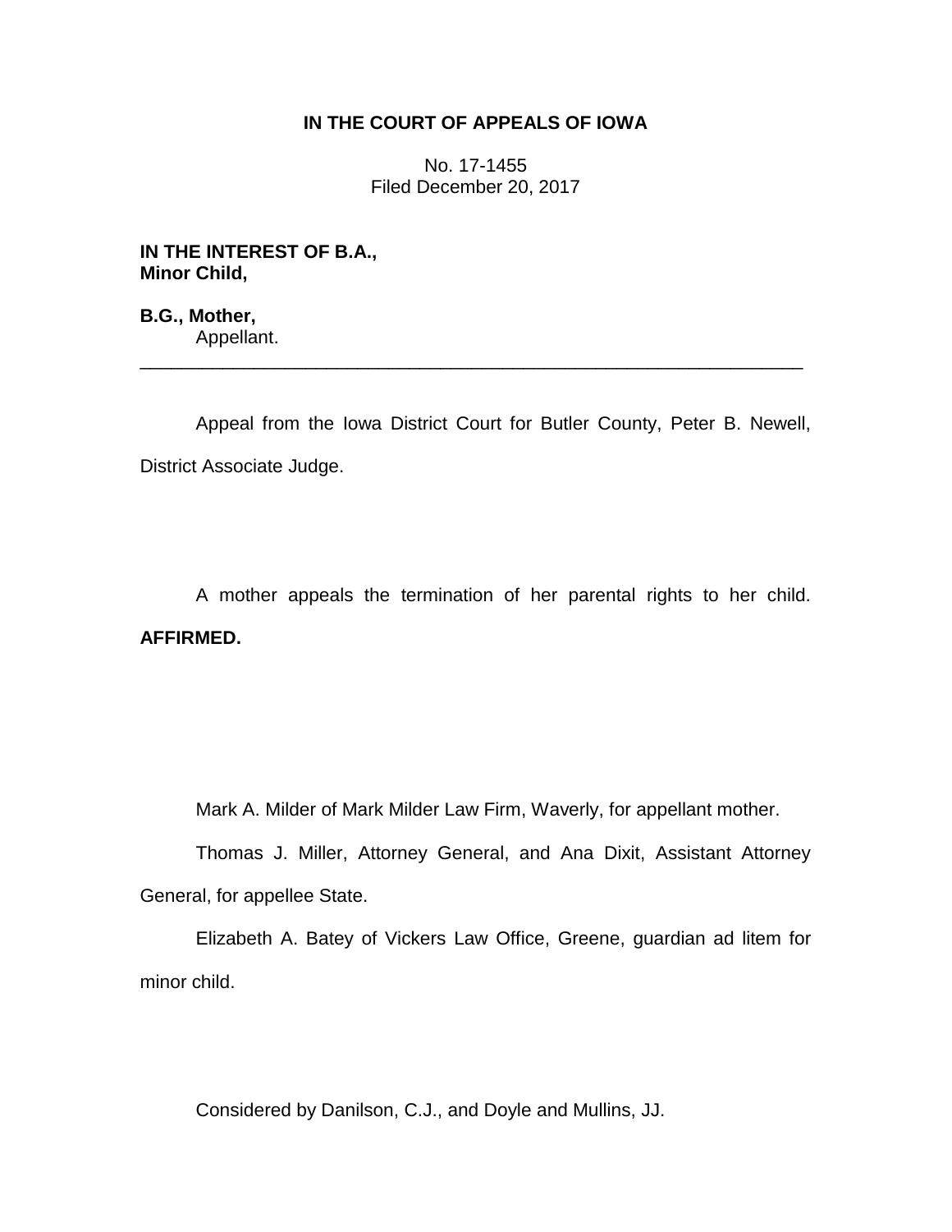**IN THE COURT OF APPEALS OF IOWA**

No. 17-1455
Filed December 20, 2017

**IN THE INTEREST OF B.A.,**
**Minor Child,**

**B.G., Mother,**
Appellant.

---

Appeal from the Iowa District Court for Butler County, Peter B. Newell, District Associate Judge.

A mother appeals the termination of her parental rights to her child. **AFFIRMED.**

Mark A. Milder of Mark Milder Law Firm, Waverly, for appellant mother.

Thomas J. Miller, Attorney General, and Ana Dixit, Assistant Attorney General, for appellee State.

Elizabeth A. Batey of Vickers Law Office, Greene, guardian ad litem for minor child.

Considered by Danilson, C.J., and Doyle and Mullins, JJ.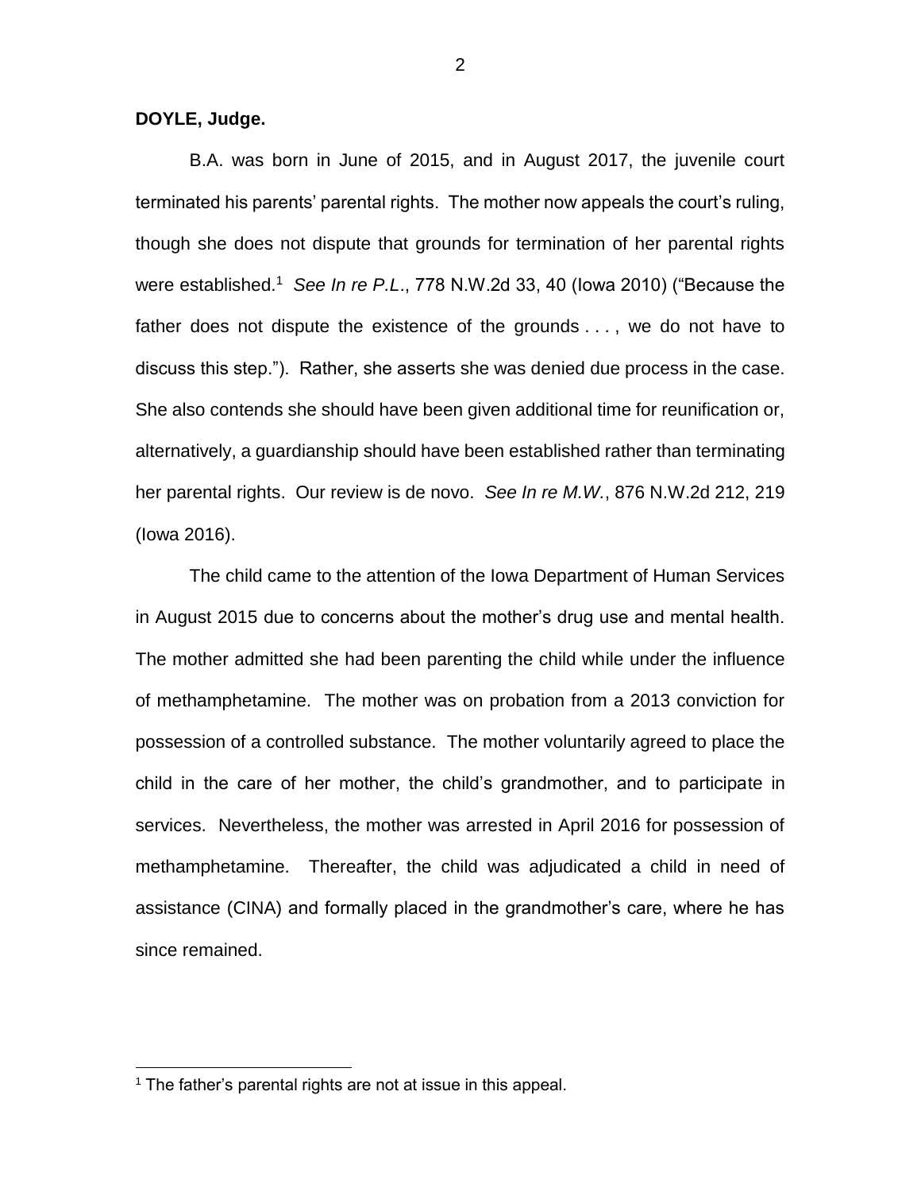**DOYLE, Judge.**

B.A. was born in June of 2015, and in August 2017, the juvenile court terminated his parents' parental rights. The mother now appeals the court's ruling, though she does not dispute that grounds for termination of her parental rights were established.[1] *See In re P.L.*, 778 N.W.2d 33, 40 (Iowa 2010) ("Because the father does not dispute the existence of the grounds . . . , we do not have to discuss this step."). Rather, she asserts she was denied due process in the case. She also contends she should have been given additional time for reunification or, alternatively, a guardianship should have been established rather than terminating her parental rights. Our review is de novo. *See In re M.W.*, 876 N.W.2d 212, 219 (Iowa 2016).

The child came to the attention of the Iowa Department of Human Services in August 2015 due to concerns about the mother's drug use and mental health. The mother admitted she had been parenting the child while under the influence of methamphetamine. The mother was on probation from a 2013 conviction for possession of a controlled substance. The mother voluntarily agreed to place the child in the care of her mother, the child's grandmother, and to participate in services. Nevertheless, the mother was arrested in April 2016 for possession of methamphetamine. Thereafter, the child was adjudicated a child in need of assistance (CINA) and formally placed in the grandmother's care, where he has since remained.

[1] The father's parental rights are not at issue in this appeal.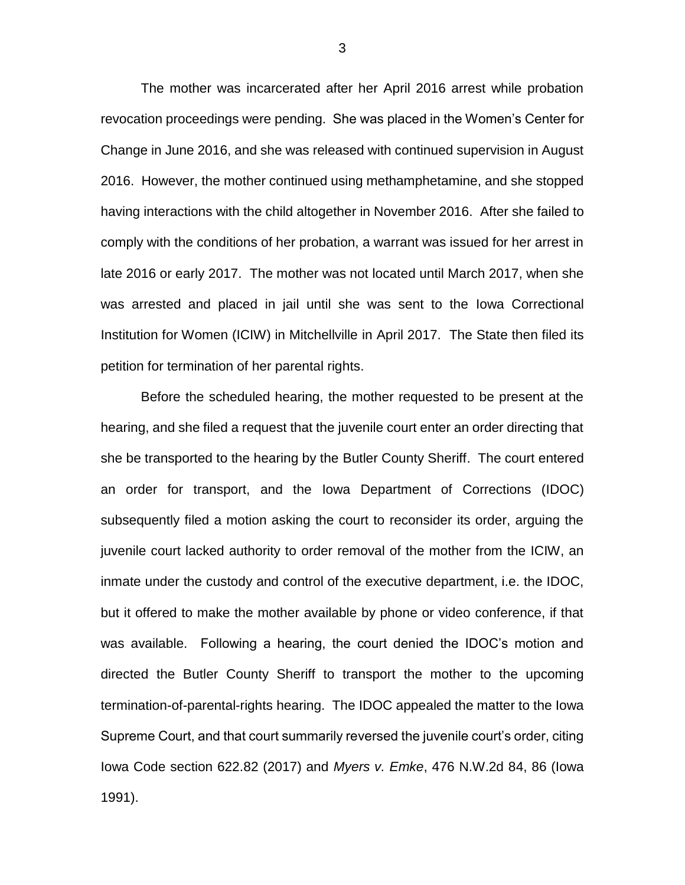The mother was incarcerated after her April 2016 arrest while probation revocation proceedings were pending. She was placed in the Women's Center for Change in June 2016, and she was released with continued supervision in August 2016. However, the mother continued using methamphetamine, and she stopped having interactions with the child altogether in November 2016. After she failed to comply with the conditions of her probation, a warrant was issued for her arrest in late 2016 or early 2017. The mother was not located until March 2017, when she was arrested and placed in jail until she was sent to the Iowa Correctional Institution for Women (ICIW) in Mitchellville in April 2017. The State then filed its petition for termination of her parental rights.

Before the scheduled hearing, the mother requested to be present at the hearing, and she filed a request that the juvenile court enter an order directing that she be transported to the hearing by the Butler County Sheriff. The court entered an order for transport, and the Iowa Department of Corrections (IDOC) subsequently filed a motion asking the court to reconsider its order, arguing the juvenile court lacked authority to order removal of the mother from the ICIW, an inmate under the custody and control of the executive department, i.e. the IDOC, but it offered to make the mother available by phone or video conference, if that was available. Following a hearing, the court denied the IDOC's motion and directed the Butler County Sheriff to transport the mother to the upcoming termination-of-parental-rights hearing. The IDOC appealed the matter to the Iowa Supreme Court, and that court summarily reversed the juvenile court's order, citing Iowa Code section 622.82 (2017) and *Myers v. Emke*, 476 N.W.2d 84, 86 (Iowa 1991).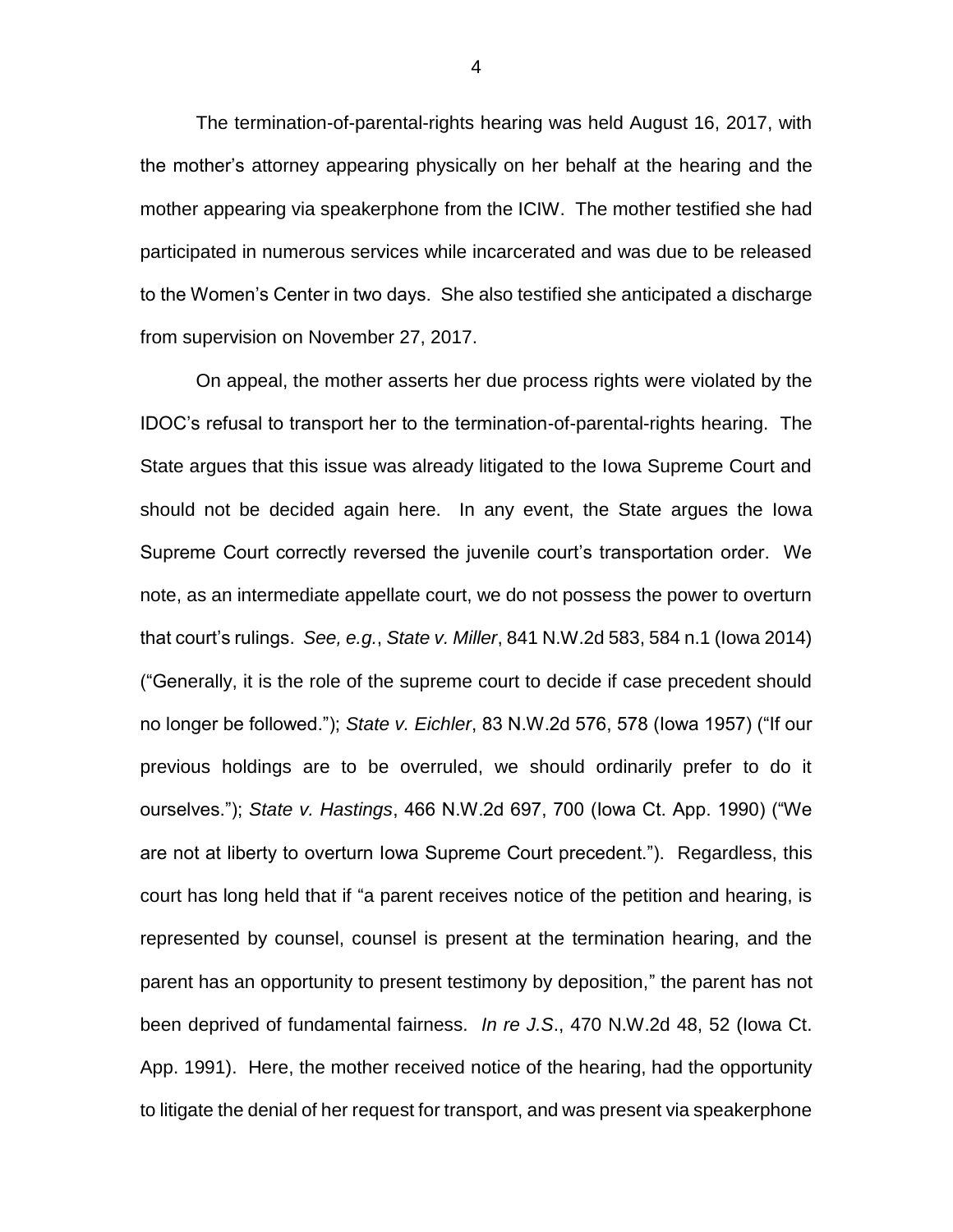The termination-of-parental-rights hearing was held August 16, 2017, with the mother's attorney appearing physically on her behalf at the hearing and the mother appearing via speakerphone from the ICIW. The mother testified she had participated in numerous services while incarcerated and was due to be released to the Women's Center in two days. She also testified she anticipated a discharge from supervision on November 27, 2017.

On appeal, the mother asserts her due process rights were violated by the IDOC's refusal to transport her to the termination-of-parental-rights hearing. The State argues that this issue was already litigated to the Iowa Supreme Court and should not be decided again here. In any event, the State argues the Iowa Supreme Court correctly reversed the juvenile court's transportation order. We note, as an intermediate appellate court, we do not possess the power to overturn that court's rulings. *See, e.g.*, *State v. Miller*, 841 N.W.2d 583, 584 n.1 (Iowa 2014) ("Generally, it is the role of the supreme court to decide if case precedent should no longer be followed."); *State v. Eichler*, 83 N.W.2d 576, 578 (Iowa 1957) ("If our previous holdings are to be overruled, we should ordinarily prefer to do it ourselves."); *State v. Hastings*, 466 N.W.2d 697, 700 (Iowa Ct. App. 1990) ("We are not at liberty to overturn Iowa Supreme Court precedent."). Regardless, this court has long held that if "a parent receives notice of the petition and hearing, is represented by counsel, counsel is present at the termination hearing, and the parent has an opportunity to present testimony by deposition," the parent has not been deprived of fundamental fairness. *In re J.S.*, 470 N.W.2d 48, 52 (Iowa Ct. App. 1991). Here, the mother received notice of the hearing, had the opportunity to litigate the denial of her request for transport, and was present via speakerphone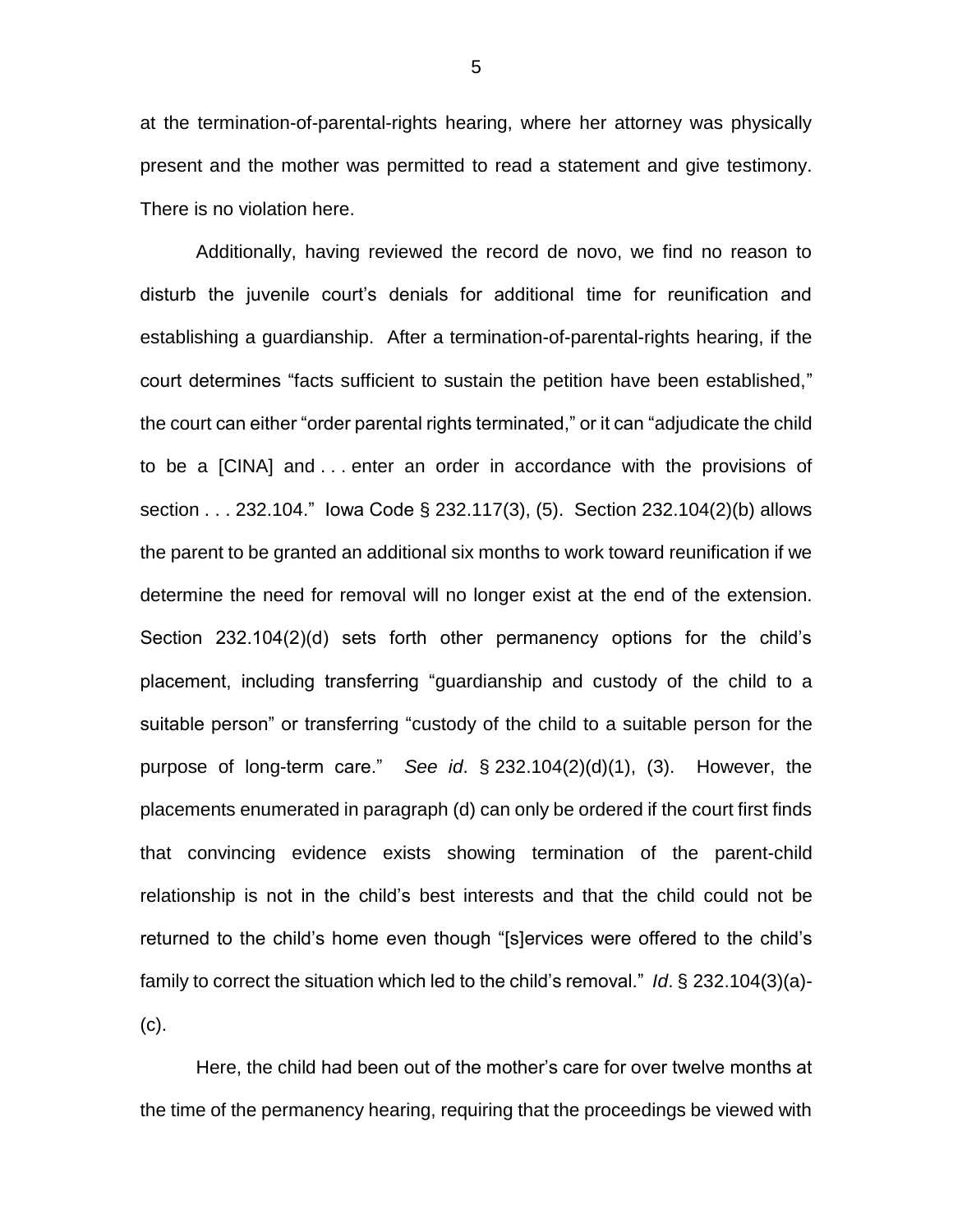at the termination-of-parental-rights hearing, where her attorney was physically present and the mother was permitted to read a statement and give testimony. There is no violation here.

Additionally, having reviewed the record de novo, we find no reason to disturb the juvenile court's denials for additional time for reunification and establishing a guardianship. After a termination-of-parental-rights hearing, if the court determines "facts sufficient to sustain the petition have been established," the court can either "order parental rights terminated," or it can "adjudicate the child to be a [CINA] and . . . enter an order in accordance with the provisions of section . . . 232.104." Iowa Code § 232.117(3), (5). Section 232.104(2)(b) allows the parent to be granted an additional six months to work toward reunification if we determine the need for removal will no longer exist at the end of the extension. Section 232.104(2)(d) sets forth other permanency options for the child's placement, including transferring "guardianship and custody of the child to a suitable person" or transferring "custody of the child to a suitable person for the purpose of long-term care." *See id*. § 232.104(2)(d)(1), (3). However, the placements enumerated in paragraph (d) can only be ordered if the court first finds that convincing evidence exists showing termination of the parent-child relationship is not in the child's best interests and that the child could not be returned to the child's home even though "[s]ervices were offered to the child's family to correct the situation which led to the child's removal." *Id*. § 232.104(3)(a)-(c).

Here, the child had been out of the mother's care for over twelve months at the time of the permanency hearing, requiring that the proceedings be viewed with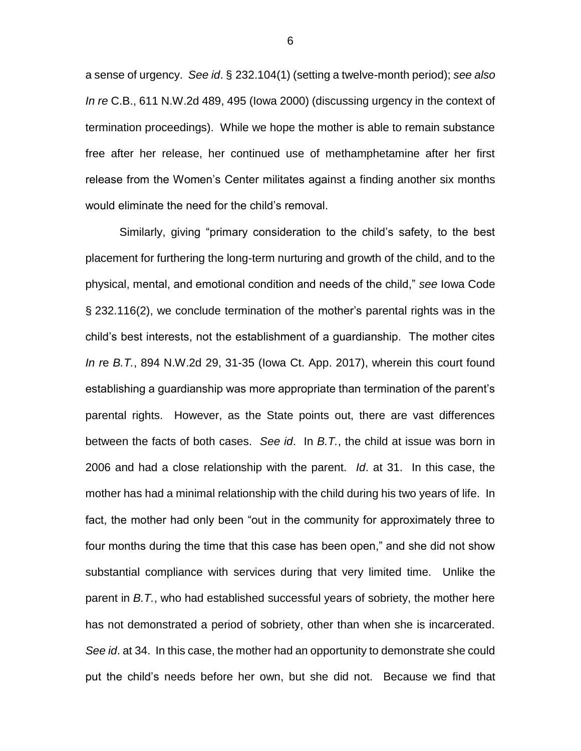a sense of urgency. *See id*. § 232.104(1) (setting a twelve-month period); *see also In re* C.B., 611 N.W.2d 489, 495 (Iowa 2000) (discussing urgency in the context of termination proceedings). While we hope the mother is able to remain substance free after her release, her continued use of methamphetamine after her first release from the Women's Center militates against a finding another six months would eliminate the need for the child's removal.

Similarly, giving "primary consideration to the child's safety, to the best placement for furthering the long-term nurturing and growth of the child, and to the physical, mental, and emotional condition and needs of the child," *see* Iowa Code § 232.116(2), we conclude termination of the mother's parental rights was in the child's best interests, not the establishment of a guardianship. The mother cites *In re B.T.*, 894 N.W.2d 29, 31-35 (Iowa Ct. App. 2017), wherein this court found establishing a guardianship was more appropriate than termination of the parent's parental rights. However, as the State points out, there are vast differences between the facts of both cases. *See id*. In *B.T.*, the child at issue was born in 2006 and had a close relationship with the parent. *Id*. at 31. In this case, the mother has had a minimal relationship with the child during his two years of life. In fact, the mother had only been "out in the community for approximately three to four months during the time that this case has been open," and she did not show substantial compliance with services during that very limited time. Unlike the parent in *B.T.*, who had established successful years of sobriety, the mother here has not demonstrated a period of sobriety, other than when she is incarcerated. *See id*. at 34. In this case, the mother had an opportunity to demonstrate she could put the child's needs before her own, but she did not. Because we find that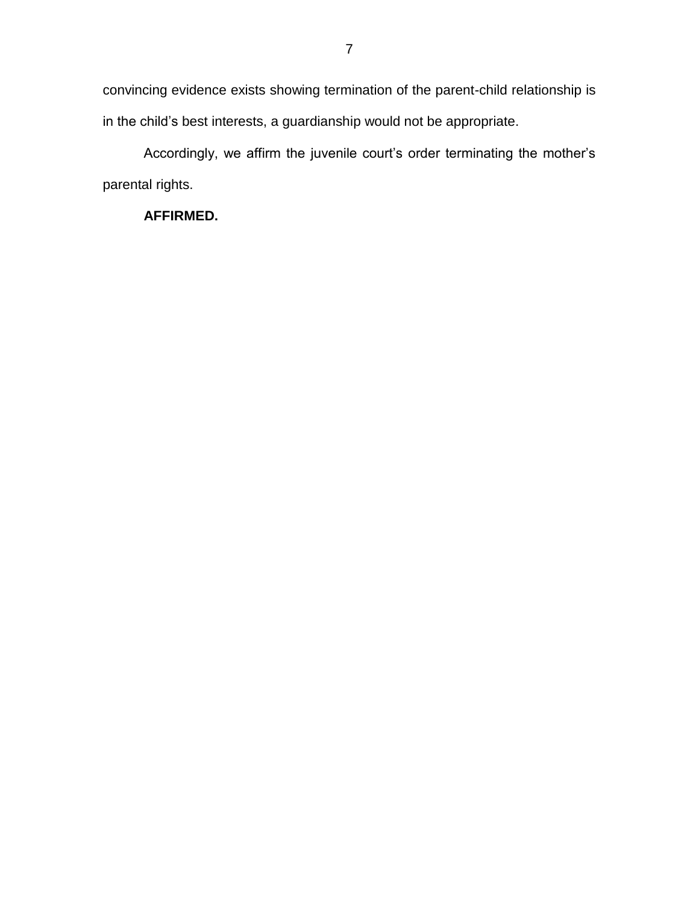convincing evidence exists showing termination of the parent-child relationship is in the child's best interests, a guardianship would not be appropriate.

Accordingly, we affirm the juvenile court's order terminating the mother's parental rights.

**AFFIRMED.**